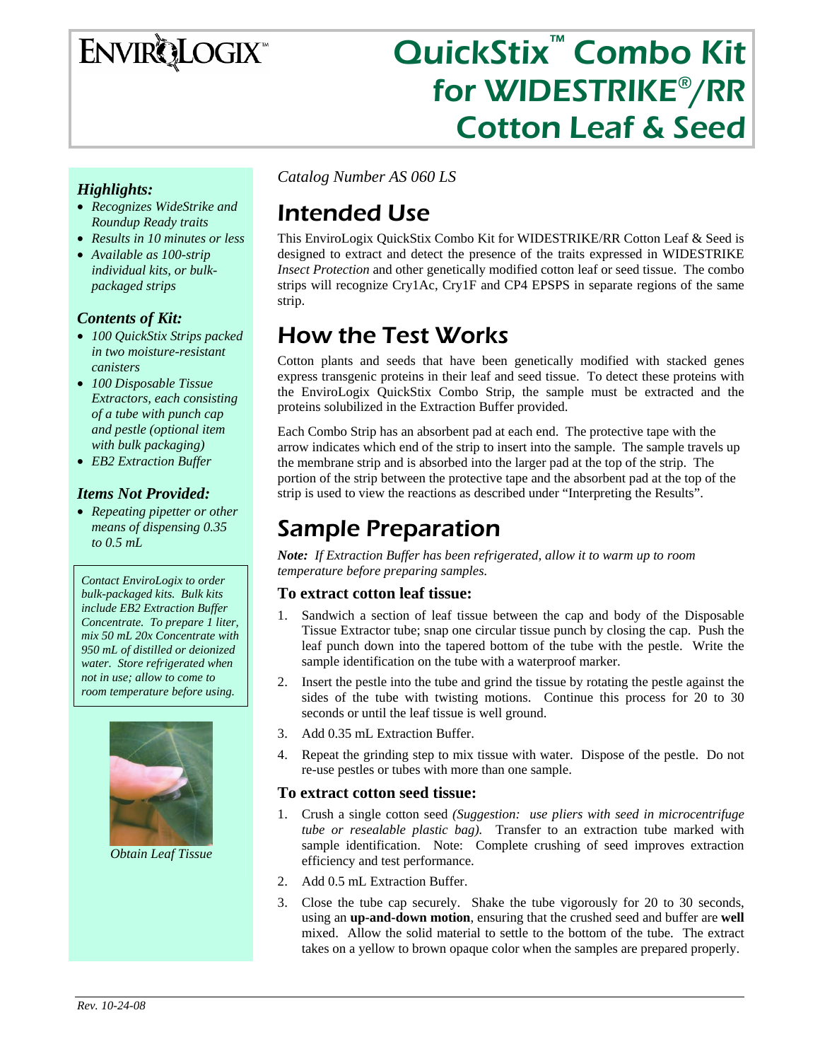ENVIROLOGIX™

# QuickStix™ Combo Kit for WIDESTRIKE®/RR Cotton Leaf & Seed

*Catalog Number AS 060 LS*

## Intended Use

This EnviroLogix QuickStix Combo Kit for WIDESTRIKE/RR Cotton Leaf & Seed is designed to extract and detect the presence of the traits expressed in WIDESTRIKE *Insect Protection* and other genetically modified cotton leaf or seed tissue. The combo strips will recognize Cry1Ac, Cry1F and CP4 EPSPS in separate regions of the same strip.

## How the Test Works

Cotton plants and seeds that have been genetically modified with stacked genes express transgenic proteins in their leaf and seed tissue. To detect these proteins with the EnviroLogix QuickStix Combo Strip, the sample must be extracted and the proteins solubilized in the Extraction Buffer provided.

Each Combo Strip has an absorbent pad at each end. The protective tape with the arrow indicates which end of the strip to insert into the sample. The sample travels up the membrane strip and is absorbed into the larger pad at the top of the strip. The portion of the strip between the protective tape and the absorbent pad at the top of the strip is used to view the reactions as described under "Interpreting the Results".

## Sample Preparation

***Note:*** *If Extraction Buffer has been refrigerated, allow it to warm up to room temperature before preparing samples.*

### To extract cotton leaf tissue:

1. Sandwich a section of leaf tissue between the cap and body of the Disposable Tissue Extractor tube; snap one circular tissue punch by closing the cap. Push the leaf punch down into the tapered bottom of the tube with the pestle. Write the sample identification on the tube with a waterproof marker.
2. Insert the pestle into the tube and grind the tissue by rotating the pestle against the sides of the tube with twisting motions. Continue this process for 20 to 30 seconds or until the leaf tissue is well ground.
3. Add 0.35 mL Extraction Buffer.
4. Repeat the grinding step to mix tissue with water. Dispose of the pestle. Do not re-use pestles or tubes with more than one sample.

### To extract cotton seed tissue:

1. Crush a single cotton seed *(Suggestion: use pliers with seed in microcentrifuge tube or resealable plastic bag).* Transfer to an extraction tube marked with sample identification. Note: Complete crushing of seed improves extraction efficiency and test performance.
2. Add 0.5 mL Extraction Buffer.
3. Close the tube cap securely. Shake the tube vigorously for 20 to 30 seconds, using an **up-and-down motion**, ensuring that the crushed seed and buffer are **well** mixed. Allow the solid material to settle to the bottom of the tube. The extract takes on a yellow to brown opaque color when the samples are prepared properly.

### *Highlights:*

- *Recognizes WideStrike and Roundup Ready traits*
- *Results in 10 minutes or less*
- *Available as 100-strip individual kits, or bulk-packaged strips*

### *Contents of Kit:*

- *100 QuickStix Strips packed in two moisture-resistant canisters*
- *100 Disposable Tissue Extractors, each consisting of a tube with punch cap and pestle (optional item with bulk packaging)*
- *EB2 Extraction Buffer*

### *Items Not Provided:*

- *Repeating pipetter or other means of dispensing 0.35 to 0.5 mL*

*Contact EnviroLogix to order bulk-packaged kits. Bulk kits include EB2 Extraction Buffer Concentrate. To prepare 1 liter, mix 50 mL 20x Concentrate with 950 mL of distilled or deionized water. Store refrigerated when not in use; allow to come to room temperature before using.*

*Obtain Leaf Tissue*

*Rev. 10-24-08*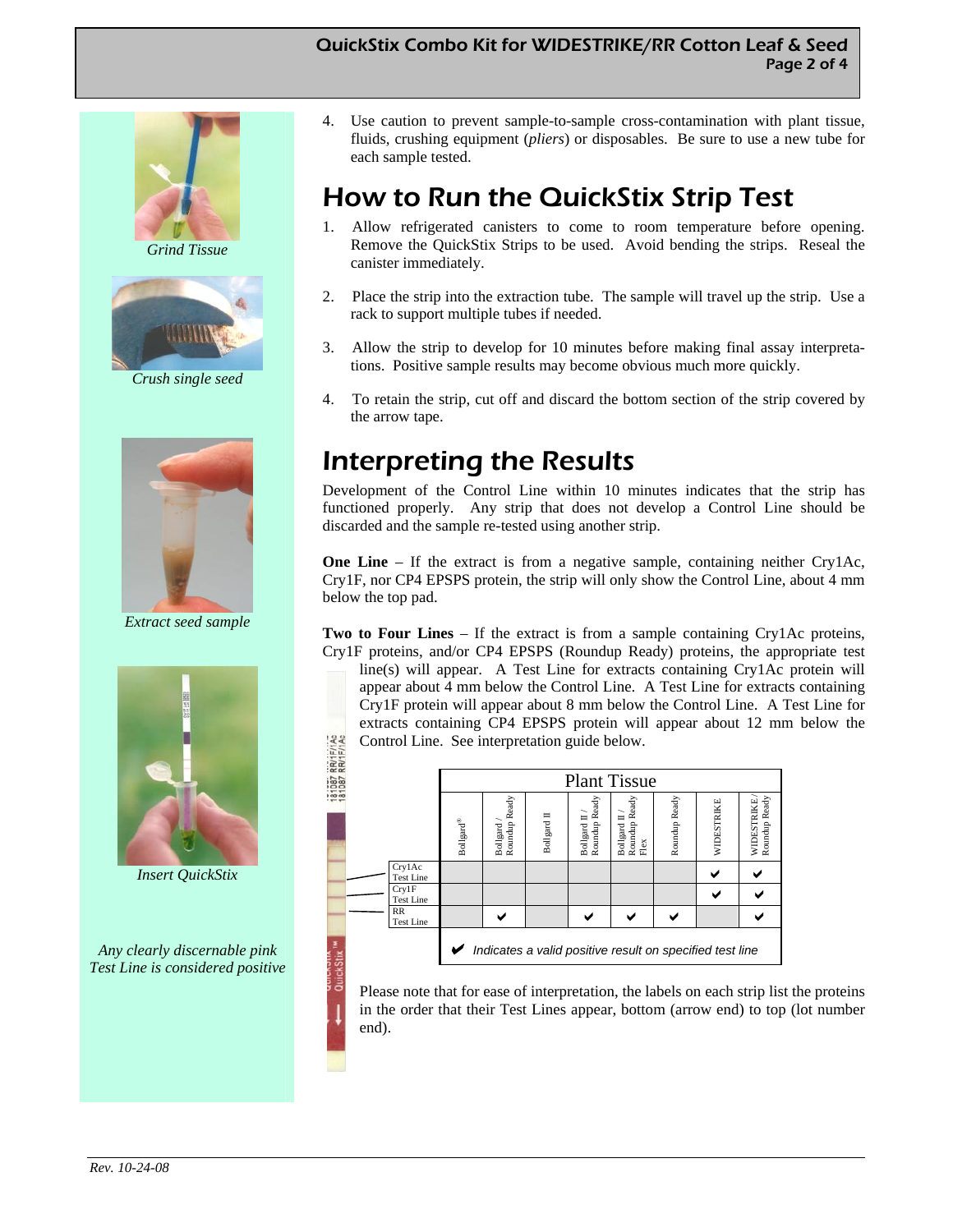4. Use caution to prevent sample-to-sample cross-contamination with plant tissue, fluids, crushing equipment (*pliers*) or disposables. Be sure to use a new tube for each sample tested.

*Grind Tissue*

*Crush single seed*

*Extract seed sample*

*Insert QuickStix*

*Any clearly discernable pink Test Line is considered positive*

## How to Run the QuickStix Strip Test

1. Allow refrigerated canisters to come to room temperature before opening. Remove the QuickStix Strips to be used. Avoid bending the strips. Reseal the canister immediately.

2. Place the strip into the extraction tube. The sample will travel up the strip. Use a rack to support multiple tubes if needed.

3. Allow the strip to develop for 10 minutes before making final assay interpretations. Positive sample results may become obvious much more quickly.

4. To retain the strip, cut off and discard the bottom section of the strip covered by the arrow tape.

## Interpreting the Results

Development of the Control Line within 10 minutes indicates that the strip has functioned properly. Any strip that does not develop a Control Line should be discarded and the sample re-tested using another strip.

**One Line** – If the extract is from a negative sample, containing neither Cry1Ac, Cry1F, nor CP4 EPSPS protein, the strip will only show the Control Line, about 4 mm below the top pad.

**Two to Four Lines** – If the extract is from a sample containing Cry1Ac proteins, Cry1F proteins, and/or CP4 EPSPS (Roundup Ready) proteins, the appropriate test line(s) will appear. A Test Line for extracts containing Cry1Ac protein will appear about 4 mm below the Control Line. A Test Line for extracts containing Cry1F protein will appear about 8 mm below the Control Line. A Test Line for extracts containing CP4 EPSPS protein will appear about 12 mm below the Control Line. See interpretation guide below.

| | Plant Tissue | | | | | | | |
|---|---|---|---|---|---|---|---|---|
| | Bollgard® | Bollgard / Roundup Ready | Bollgard II | Bollgard II / Roundup Ready | Bollgard II / Roundup Ready Flex | Roundup Ready | WIDESTRIKE | WIDESTRIKE / Roundup Ready |
| Cry1Ac Test Line | | | | | | | ✔ | ✔ |
| Cry1F Test Line | | | | | | | ✔ | ✔ |
| RR Test Line | | ✔ | | ✔ | ✔ | ✔ | | ✔ |

✔ *Indicates a valid positive result on specified test line*

Please note that for ease of interpretation, the labels on each strip list the proteins in the order that their Test Lines appear, bottom (arrow end) to top (lot number end).

*Rev. 10-24-08*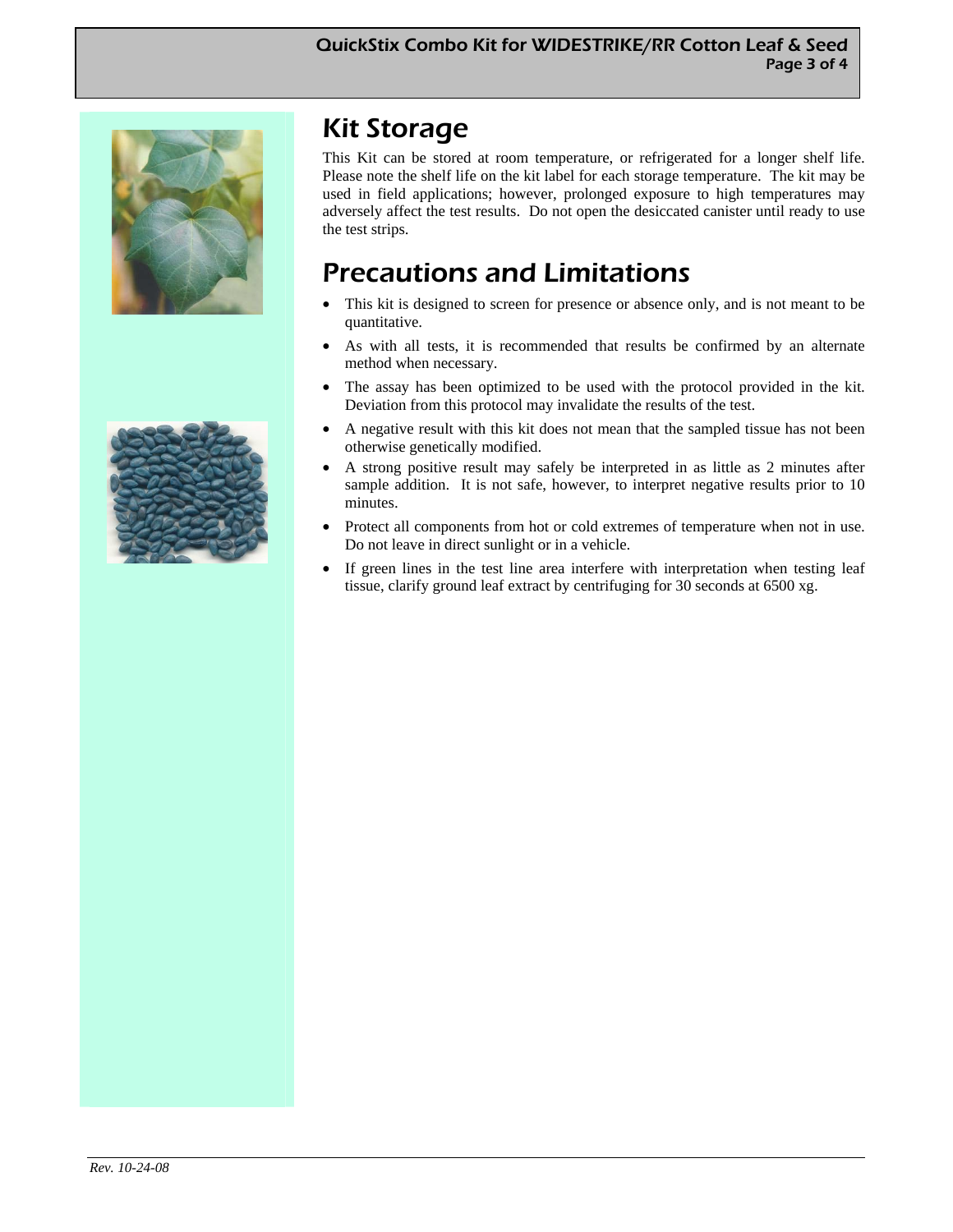# Kit Storage

This Kit can be stored at room temperature, or refrigerated for a longer shelf life. Please note the shelf life on the kit label for each storage temperature. The kit may be used in field applications; however, prolonged exposure to high temperatures may adversely affect the test results. Do not open the desiccated canister until ready to use the test strips.

# Precautions and Limitations

- This kit is designed to screen for presence or absence only, and is not meant to be quantitative.
- As with all tests, it is recommended that results be confirmed by an alternate method when necessary.
- The assay has been optimized to be used with the protocol provided in the kit. Deviation from this protocol may invalidate the results of the test.
- A negative result with this kit does not mean that the sampled tissue has not been otherwise genetically modified.
- A strong positive result may safely be interpreted in as little as 2 minutes after sample addition. It is not safe, however, to interpret negative results prior to 10 minutes.
- Protect all components from hot or cold extremes of temperature when not in use. Do not leave in direct sunlight or in a vehicle.
- If green lines in the test line area interfere with interpretation when testing leaf tissue, clarify ground leaf extract by centrifuging for 30 seconds at 6500 xg.

*Rev. 10-24-08*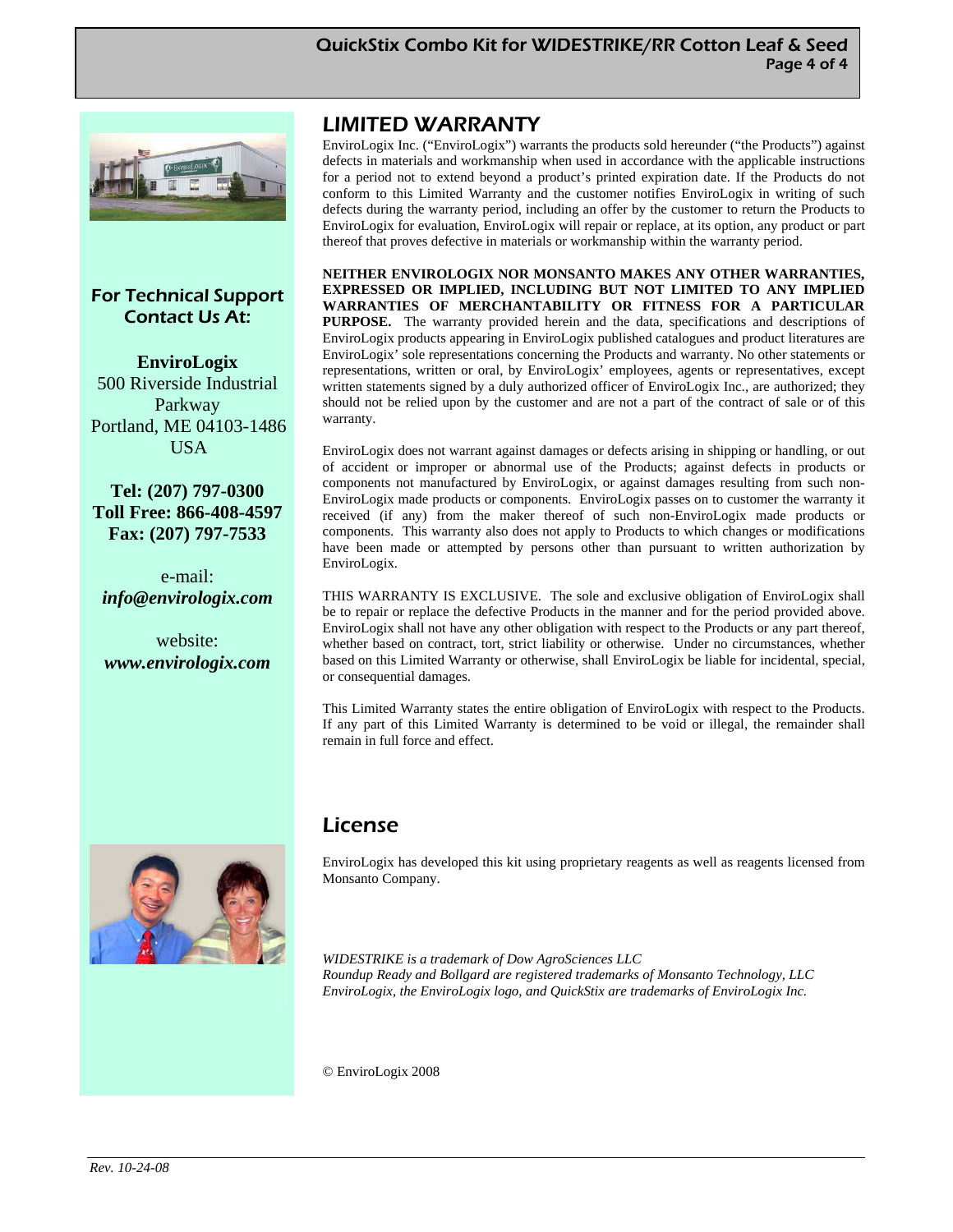For Technical Support Contact Us At:

**EnviroLogix**
500 Riverside Industrial Parkway
Portland, ME 04103-1486
USA

**Tel: (207) 797-0300**
**Toll Free: 866-408-4597**
**Fax: (207) 797-7533**

e-mail:
***info@envirologix.com***

website:
***www.envirologix.com***

## LIMITED WARRANTY

EnviroLogix Inc. ("EnviroLogix") warrants the products sold hereunder ("the Products") against defects in materials and workmanship when used in accordance with the applicable instructions for a period not to extend beyond a product's printed expiration date. If the Products do not conform to this Limited Warranty and the customer notifies EnviroLogix in writing of such defects during the warranty period, including an offer by the customer to return the Products to EnviroLogix for evaluation, EnviroLogix will repair or replace, at its option, any product or part thereof that proves defective in materials or workmanship within the warranty period.

**NEITHER ENVIROLOGIX NOR MONSANTO MAKES ANY OTHER WARRANTIES, EXPRESSED OR IMPLIED, INCLUDING BUT NOT LIMITED TO ANY IMPLIED WARRANTIES OF MERCHANTABILITY OR FITNESS FOR A PARTICULAR PURPOSE.** The warranty provided herein and the data, specifications and descriptions of EnviroLogix products appearing in EnviroLogix published catalogues and product literatures are EnviroLogix' sole representations concerning the Products and warranty. No other statements or representations, written or oral, by EnviroLogix' employees, agents or representatives, except written statements signed by a duly authorized officer of EnviroLogix Inc., are authorized; they should not be relied upon by the customer and are not a part of the contract of sale or of this warranty.

EnviroLogix does not warrant against damages or defects arising in shipping or handling, or out of accident or improper or abnormal use of the Products; against defects in products or components not manufactured by EnviroLogix, or against damages resulting from such non-EnviroLogix made products or components. EnviroLogix passes on to customer the warranty it received (if any) from the maker thereof of such non-EnviroLogix made products or components. This warranty also does not apply to Products to which changes or modifications have been made or attempted by persons other than pursuant to written authorization by EnviroLogix.

THIS WARRANTY IS EXCLUSIVE. The sole and exclusive obligation of EnviroLogix shall be to repair or replace the defective Products in the manner and for the period provided above. EnviroLogix shall not have any other obligation with respect to the Products or any part thereof, whether based on contract, tort, strict liability or otherwise. Under no circumstances, whether based on this Limited Warranty or otherwise, shall EnviroLogix be liable for incidental, special, or consequential damages.

This Limited Warranty states the entire obligation of EnviroLogix with respect to the Products. If any part of this Limited Warranty is determined to be void or illegal, the remainder shall remain in full force and effect.

## License

EnviroLogix has developed this kit using proprietary reagents as well as reagents licensed from Monsanto Company.

*WIDESTRIKE is a trademark of Dow AgroSciences LLC*
*Roundup Ready and Bollgard are registered trademarks of Monsanto Technology, LLC*
*EnviroLogix, the EnviroLogix logo, and QuickStix are trademarks of EnviroLogix Inc.*

© EnviroLogix 2008

*Rev. 10-24-08*